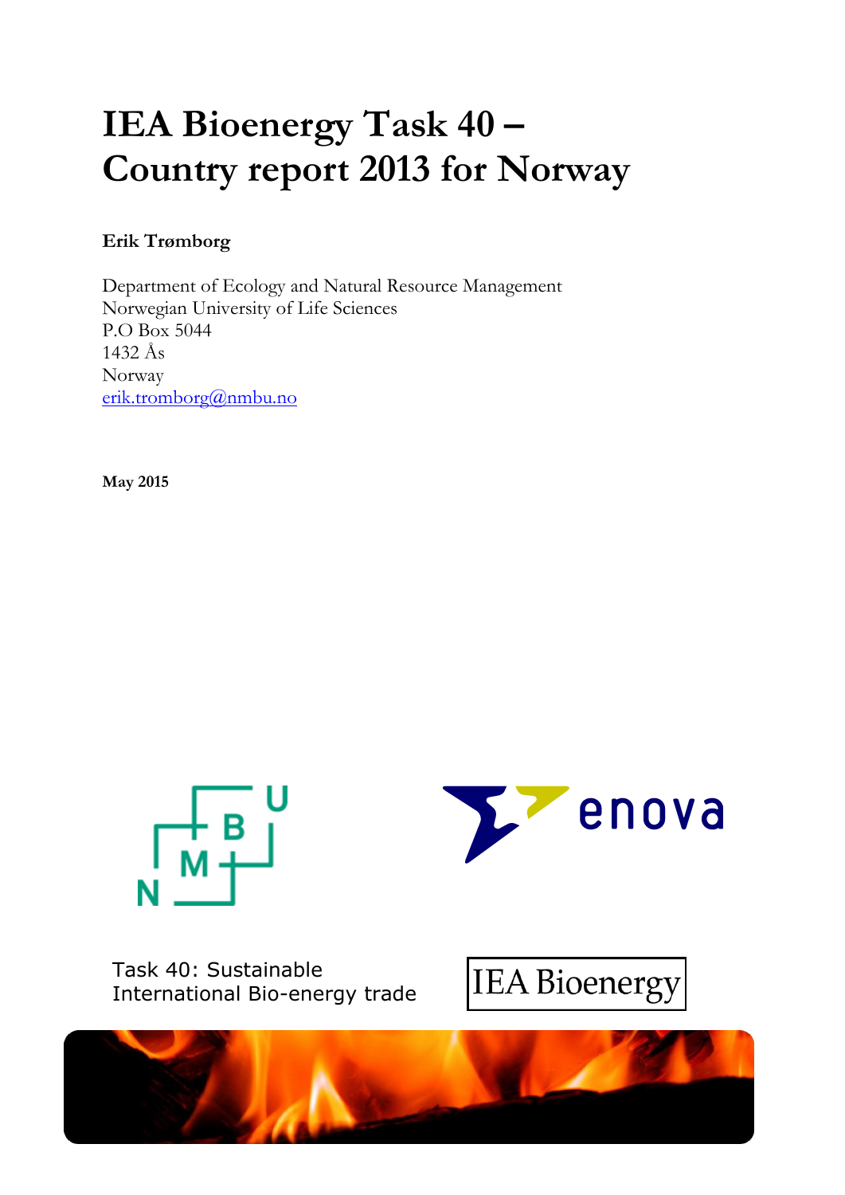# IEA Bioenergy Task 40 – Country report 2013 for Norway

**Erik Trømborg**

Department of Ecology and Natural Resource Management
Norwegian University of Life Sciences
P.O Box 5044
1432 Ås
Norway
erik.tromborg@nmbu.no

**May 2015**

Task 40: Sustainable International Bio-energy trade

IEA Bioenergy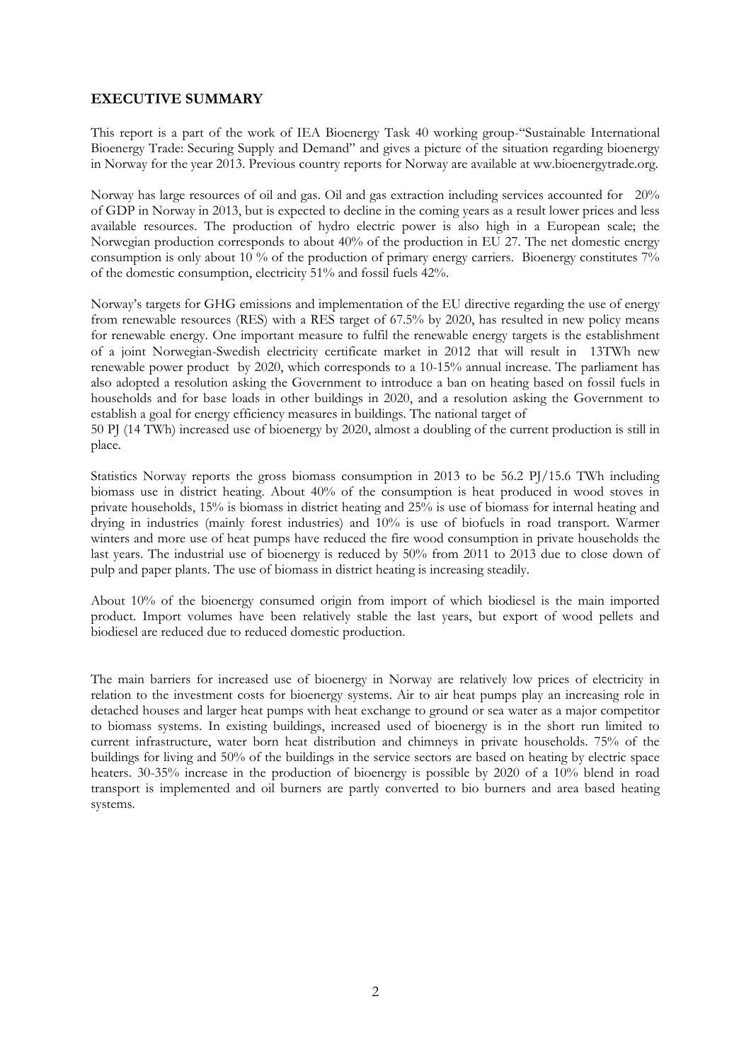## EXECUTIVE SUMMARY

This report is a part of the work of IEA Bioenergy Task 40 working group-"Sustainable International Bioenergy Trade: Securing Supply and Demand" and gives a picture of the situation regarding bioenergy in Norway for the year 2013. Previous country reports for Norway are available at ww.bioenergytrade.org.

Norway has large resources of oil and gas. Oil and gas extraction including services accounted for 20% of GDP in Norway in 2013, but is expected to decline in the coming years as a result lower prices and less available resources. The production of hydro electric power is also high in a European scale; the Norwegian production corresponds to about 40% of the production in EU 27. The net domestic energy consumption is only about 10 % of the production of primary energy carriers. Bioenergy constitutes 7% of the domestic consumption, electricity 51% and fossil fuels 42%.

Norway's targets for GHG emissions and implementation of the EU directive regarding the use of energy from renewable resources (RES) with a RES target of 67.5% by 2020, has resulted in new policy means for renewable energy. One important measure to fulfil the renewable energy targets is the establishment of a joint Norwegian-Swedish electricity certificate market in 2012 that will result in 13TWh new renewable power product by 2020, which corresponds to a 10-15% annual increase. The parliament has also adopted a resolution asking the Government to introduce a ban on heating based on fossil fuels in households and for base loads in other buildings in 2020, and a resolution asking the Government to establish a goal for energy efficiency measures in buildings. The national target of
50 PJ (14 TWh) increased use of bioenergy by 2020, almost a doubling of the current production is still in place.

Statistics Norway reports the gross biomass consumption in 2013 to be 56.2 PJ/15.6 TWh including biomass use in district heating. About 40% of the consumption is heat produced in wood stoves in private households, 15% is biomass in district heating and 25% is use of biomass for internal heating and drying in industries (mainly forest industries) and 10% is use of biofuels in road transport. Warmer winters and more use of heat pumps have reduced the fire wood consumption in private households the last years. The industrial use of bioenergy is reduced by 50% from 2011 to 2013 due to close down of pulp and paper plants. The use of biomass in district heating is increasing steadily.

About 10% of the bioenergy consumed origin from import of which biodiesel is the main imported product. Import volumes have been relatively stable the last years, but export of wood pellets and biodiesel are reduced due to reduced domestic production.

The main barriers for increased use of bioenergy in Norway are relatively low prices of electricity in relation to the investment costs for bioenergy systems. Air to air heat pumps play an increasing role in detached houses and larger heat pumps with heat exchange to ground or sea water as a major competitor to biomass systems. In existing buildings, increased used of bioenergy is in the short run limited to current infrastructure, water born heat distribution and chimneys in private households. 75% of the buildings for living and 50% of the buildings in the service sectors are based on heating by electric space heaters. 30-35% increase in the production of bioenergy is possible by 2020 of a 10% blend in road transport is implemented and oil burners are partly converted to bio burners and area based heating systems.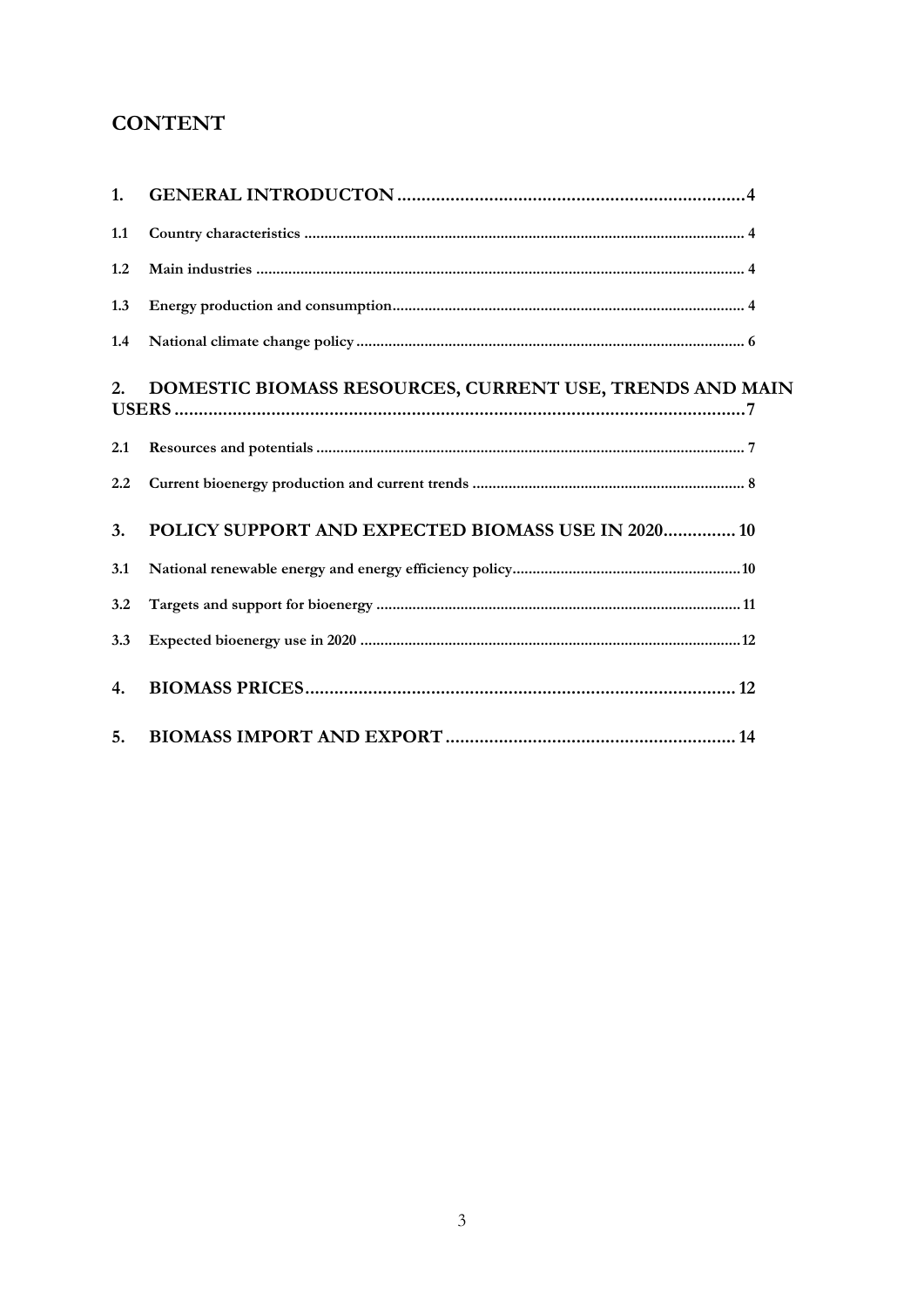## CONTENT

1. **GENERAL INTRODUCTON** ........................................................................ 4

   1.1 Country characteristics ........................................................................ 4

   1.2 Main industries ........................................................................ 4

   1.3 Energy production and consumption........................................................................ 4

   1.4 National climate change policy ........................................................................ 6

2. **DOMESTIC BIOMASS RESOURCES, CURRENT USE, TRENDS AND MAIN USERS** ........................................................................ 7

   2.1 Resources and potentials ........................................................................ 7

   2.2 Current bioenergy production and current trends ........................................................................ 8

3. **POLICY SUPPORT AND EXPECTED BIOMASS USE IN 2020**............... 10

   3.1 National renewable energy and energy efficiency policy........................................................................ 10

   3.2 Targets and support for bioenergy ........................................................................ 11

   3.3 Expected bioenergy use in 2020 ........................................................................ 12

4. **BIOMASS PRICES**........................................................................ 12

5. **BIOMASS IMPORT AND EXPORT** ........................................................................ 14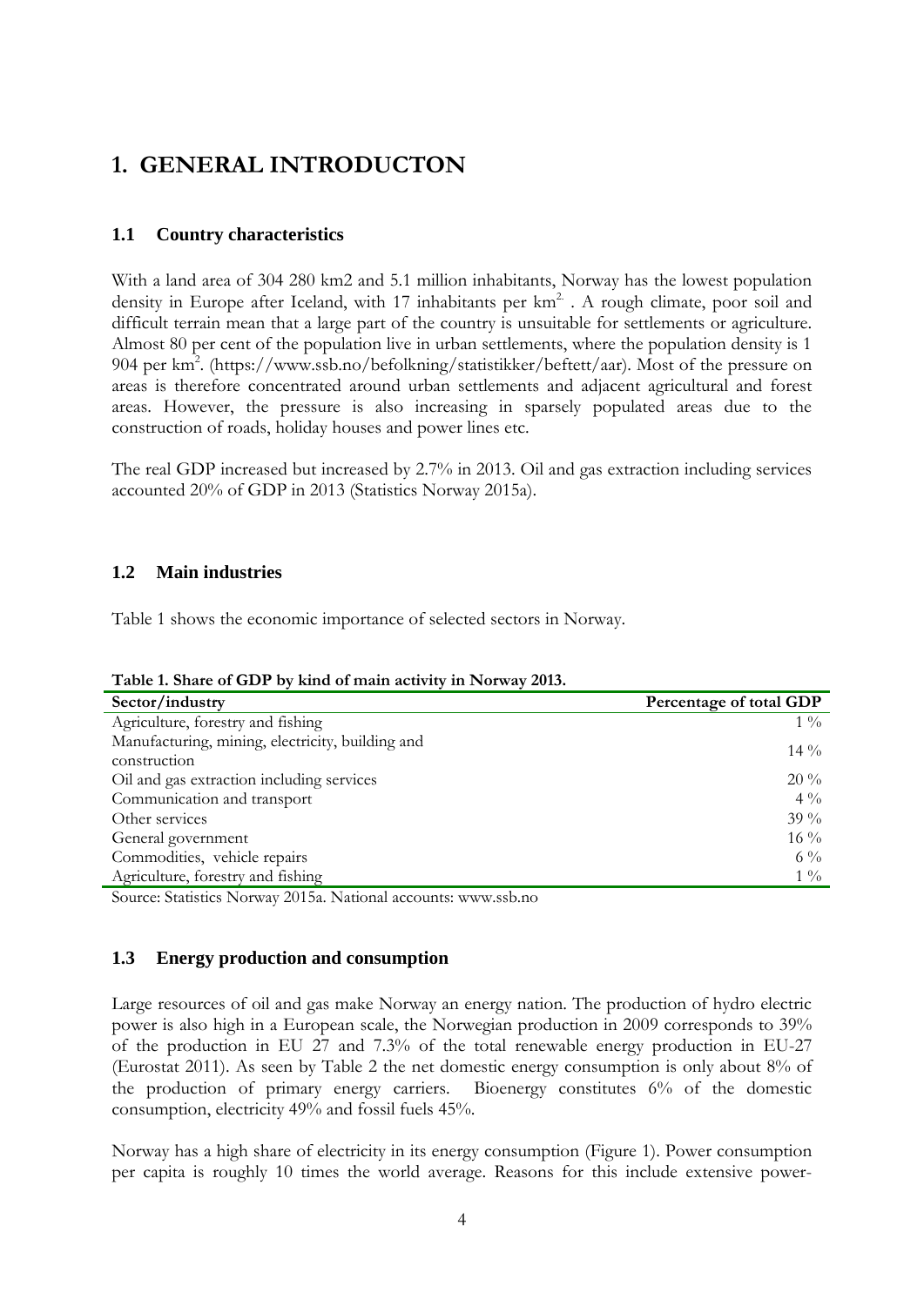# 1. GENERAL INTRODUCTON

## 1.1 Country characteristics

With a land area of 304 280 km2 and 5.1 million inhabitants, Norway has the lowest population density in Europe after Iceland, with 17 inhabitants per $km^2$. A rough climate, poor soil and difficult terrain mean that a large part of the country is unsuitable for settlements or agriculture. Almost 80 per cent of the population live in urban settlements, where the population density is 1 904 per $km^2$. (https://www.ssb.no/befolkning/statistikker/beftett/aar). Most of the pressure on areas is therefore concentrated around urban settlements and adjacent agricultural and forest areas. However, the pressure is also increasing in sparsely populated areas due to the construction of roads, holiday houses and power lines etc.

The real GDP increased but increased by 2.7% in 2013. Oil and gas extraction including services accounted 20% of GDP in 2013 (Statistics Norway 2015a).

## 1.2 Main industries

Table 1 shows the economic importance of selected sectors in Norway.

**Table 1. Share of GDP by kind of main activity in Norway 2013.**

| Sector/industry | Percentage of total GDP |
|---|---|
| Agriculture, forestry and fishing | 1 % |
| Manufacturing, mining, electricity, building and construction | 14 % |
| Oil and gas extraction including services | 20 % |
| Communication and transport | 4 % |
| Other services | 39 % |
| General government | 16 % |
| Commodities, vehicle repairs | 6 % |
| Agriculture, forestry and fishing | 1 % |

Source: Statistics Norway 2015a. National accounts: www.ssb.no

## 1.3 Energy production and consumption

Large resources of oil and gas make Norway an energy nation. The production of hydro electric power is also high in a European scale, the Norwegian production in 2009 corresponds to 39% of the production in EU 27 and 7.3% of the total renewable energy production in EU-27 (Eurostat 2011). As seen by Table 2 the net domestic energy consumption is only about 8% of the production of primary energy carriers. Bioenergy constitutes 6% of the domestic consumption, electricity 49% and fossil fuels 45%.

Norway has a high share of electricity in its energy consumption (Figure 1). Power consumption per capita is roughly 10 times the world average. Reasons for this include extensive power-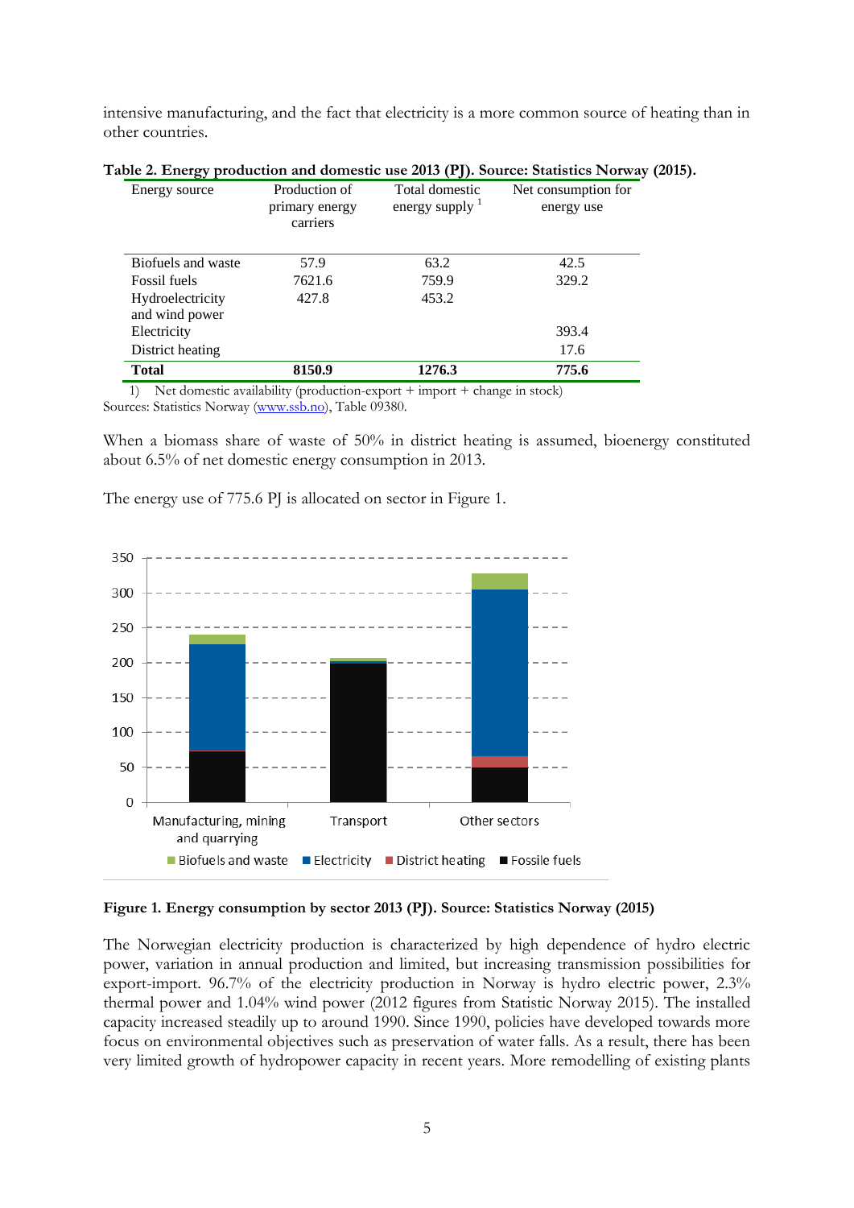intensive manufacturing, and the fact that electricity is a more common source of heating than in other countries.

**Table 2. Energy production and domestic use 2013 (PJ). Source: Statistics Norway (2015).**

| Energy source | Production of primary energy carriers | Total domestic energy supply [1] | Net consumption for energy use |
|---|---|---|---|
| Biofuels and waste | 57.9 | 63.2 | 42.5 |
| Fossil fuels | 7621.6 | 759.9 | 329.2 |
| Hydroelectricity and wind power | 427.8 | 453.2 | |
| Electricity | | | 393.4 |
| District heating | | | 17.6 |
| **Total** | **8150.9** | **1276.3** | **775.6** |

1) Net domestic availability (production-export + import + change in stock)
Sources: Statistics Norway (www.ssb.no), Table 09380.

When a biomass share of waste of 50% in district heating is assumed, bioenergy constituted about 6.5% of net domestic energy consumption in 2013.

The energy use of 775.6 PJ is allocated on sector in Figure 1.

**Figure 1. Energy consumption by sector 2013 (PJ). Source: Statistics Norway (2015)**

The Norwegian electricity production is characterized by high dependence of hydro electric power, variation in annual production and limited, but increasing transmission possibilities for export-import. 96.7% of the electricity production in Norway is hydro electric power, 2.3% thermal power and 1.04% wind power (2012 figures from Statistic Norway 2015). The installed capacity increased steadily up to around 1990. Since 1990, policies have developed towards more focus on environmental objectives such as preservation of water falls. As a result, there has been very limited growth of hydropower capacity in recent years. More remodelling of existing plants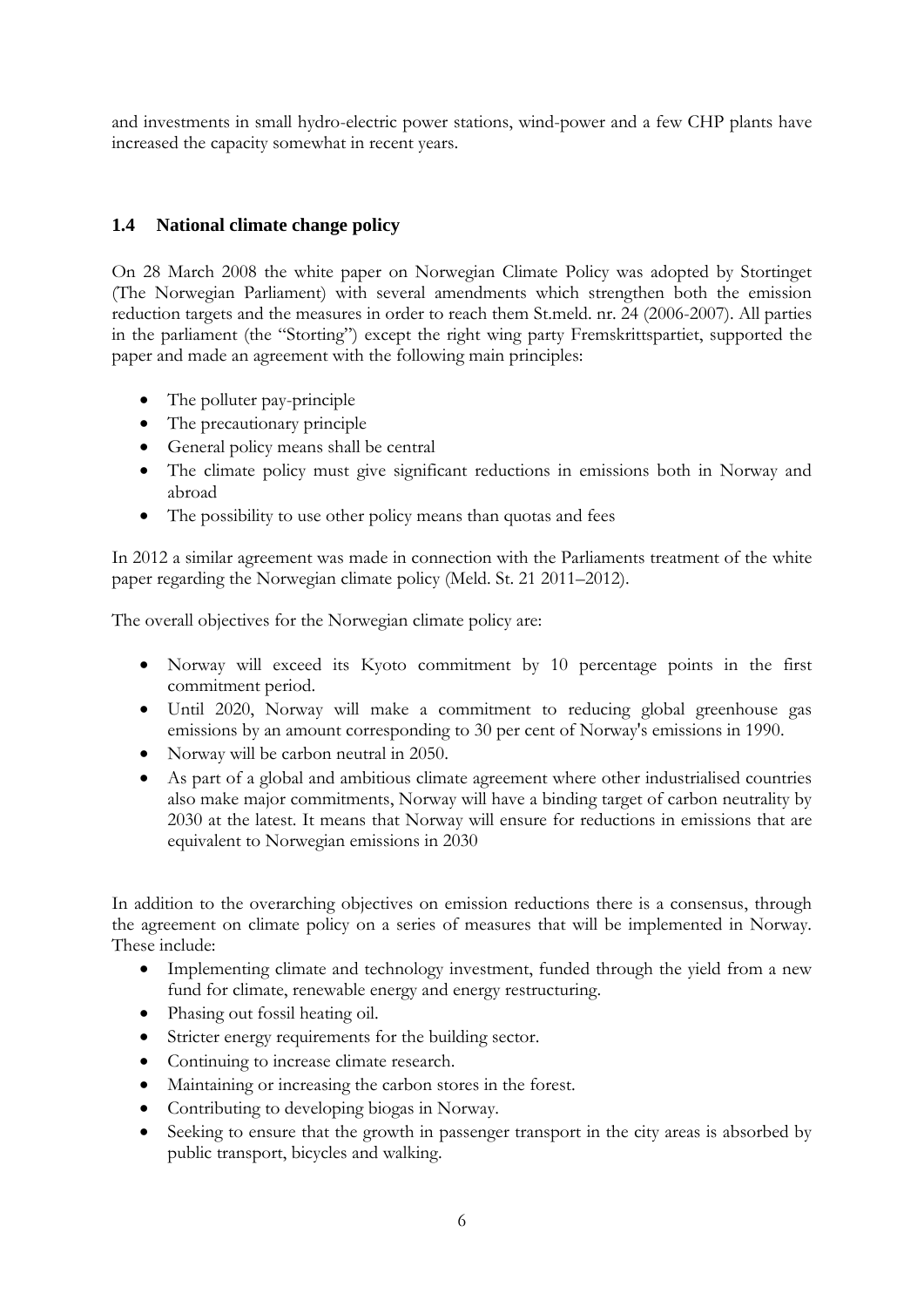and investments in small hydro-electric power stations, wind-power and a few CHP plants have increased the capacity somewhat in recent years.

## 1.4 National climate change policy

On 28 March 2008 the white paper on Norwegian Climate Policy was adopted by Stortinget (The Norwegian Parliament) with several amendments which strengthen both the emission reduction targets and the measures in order to reach them St.meld. nr. 24 (2006-2007). All parties in the parliament (the "Storting") except the right wing party Fremskrittspartiet, supported the paper and made an agreement with the following main principles:

- The polluter pay-principle
- The precautionary principle
- General policy means shall be central
- The climate policy must give significant reductions in emissions both in Norway and abroad
- The possibility to use other policy means than quotas and fees

In 2012 a similar agreement was made in connection with the Parliaments treatment of the white paper regarding the Norwegian climate policy (Meld. St. 21 2011–2012).

The overall objectives for the Norwegian climate policy are:

- Norway will exceed its Kyoto commitment by 10 percentage points in the first commitment period.
- Until 2020, Norway will make a commitment to reducing global greenhouse gas emissions by an amount corresponding to 30 per cent of Norway's emissions in 1990.
- Norway will be carbon neutral in 2050.
- As part of a global and ambitious climate agreement where other industrialised countries also make major commitments, Norway will have a binding target of carbon neutrality by 2030 at the latest. It means that Norway will ensure for reductions in emissions that are equivalent to Norwegian emissions in 2030

In addition to the overarching objectives on emission reductions there is a consensus, through the agreement on climate policy on a series of measures that will be implemented in Norway. These include:

- Implementing climate and technology investment, funded through the yield from a new fund for climate, renewable energy and energy restructuring.
- Phasing out fossil heating oil.
- Stricter energy requirements for the building sector.
- Continuing to increase climate research.
- Maintaining or increasing the carbon stores in the forest.
- Contributing to developing biogas in Norway.
- Seeking to ensure that the growth in passenger transport in the city areas is absorbed by public transport, bicycles and walking.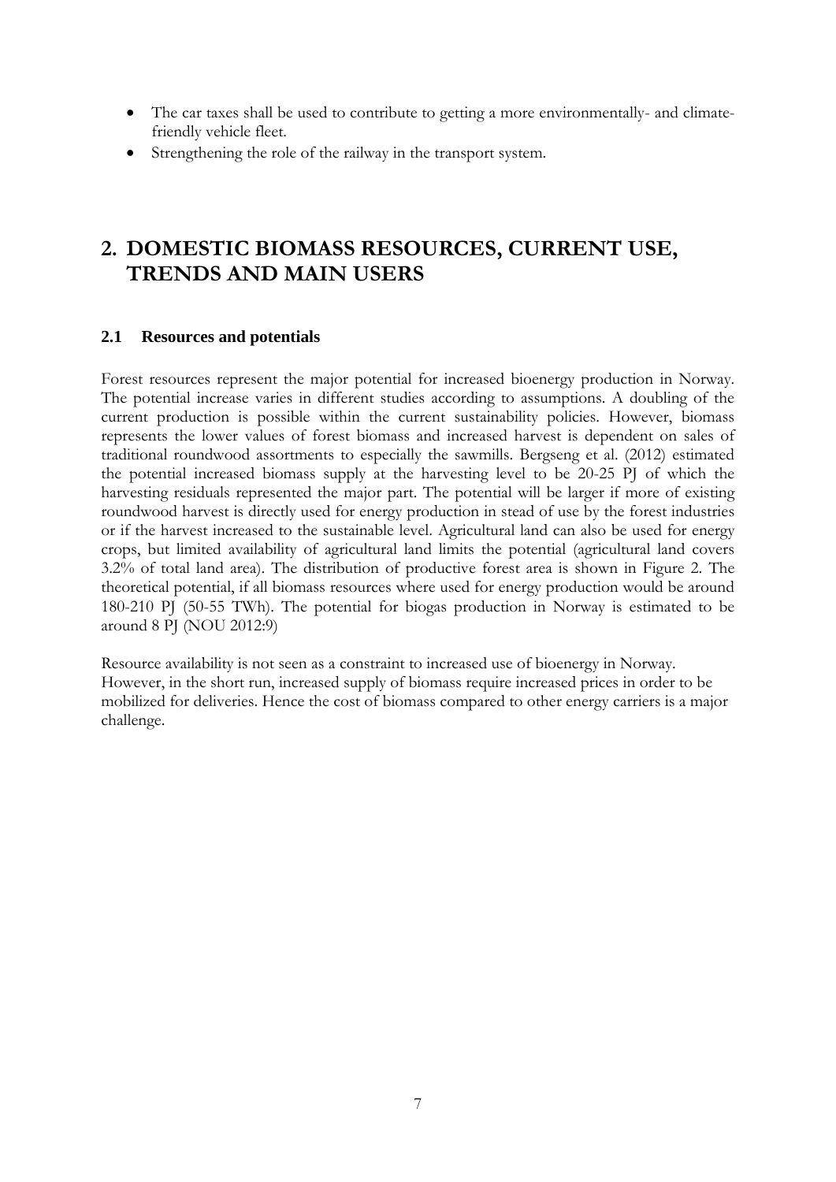- The car taxes shall be used to contribute to getting a more environmentally- and climate-friendly vehicle fleet.
- Strengthening the role of the railway in the transport system.

# 2. DOMESTIC BIOMASS RESOURCES, CURRENT USE, TRENDS AND MAIN USERS

## 2.1 Resources and potentials

Forest resources represent the major potential for increased bioenergy production in Norway. The potential increase varies in different studies according to assumptions. A doubling of the current production is possible within the current sustainability policies. However, biomass represents the lower values of forest biomass and increased harvest is dependent on sales of traditional roundwood assortments to especially the sawmills. Bergseng et al. (2012) estimated the potential increased biomass supply at the harvesting level to be 20-25 PJ of which the harvesting residuals represented the major part. The potential will be larger if more of existing roundwood harvest is directly used for energy production in stead of use by the forest industries or if the harvest increased to the sustainable level. Agricultural land can also be used for energy crops, but limited availability of agricultural land limits the potential (agricultural land covers 3.2% of total land area). The distribution of productive forest area is shown in Figure 2. The theoretical potential, if all biomass resources where used for energy production would be around 180-210 PJ (50-55 TWh). The potential for biogas production in Norway is estimated to be around 8 PJ (NOU 2012:9)

Resource availability is not seen as a constraint to increased use of bioenergy in Norway. However, in the short run, increased supply of biomass require increased prices in order to be mobilized for deliveries. Hence the cost of biomass compared to other energy carriers is a major challenge.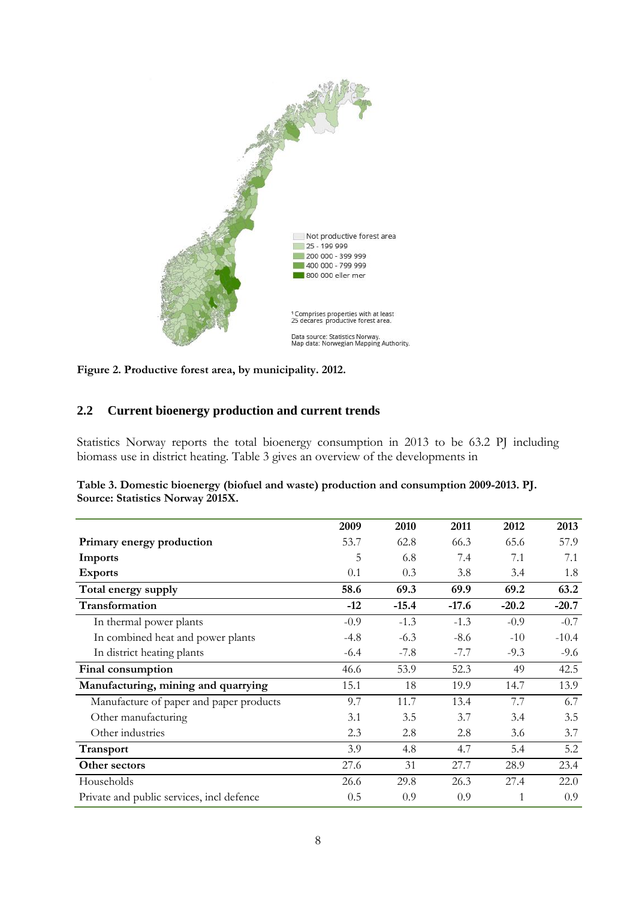Figure 2. Productive forest area, by municipality. 2012.

## 2.2 Current bioenergy production and current trends

Statistics Norway reports the total bioenergy consumption in 2013 to be 63.2 PJ including biomass use in district heating. Table 3 gives an overview of the developments in

**Table 3. Domestic bioenergy (biofuel and waste) production and consumption 2009-2013. PJ. Source: Statistics Norway 2015X.**

| | 2009 | 2010 | 2011 | 2012 | 2013 |
|---|---|---|---|---|---|
| **Primary energy production** | 53.7 | 62.8 | 66.3 | 65.6 | 57.9 |
| **Imports** | 5 | 6.8 | 7.4 | 7.1 | 7.1 |
| **Exports** | 0.1 | 0.3 | 3.8 | 3.4 | 1.8 |
| **Total energy supply** | **58.6** | **69.3** | **69.9** | **69.2** | **63.2** |
| **Transformation** | **-12** | **-15.4** | **-17.6** | **-20.2** | **-20.7** |
| In thermal power plants | -0.9 | -1.3 | -1.3 | -0.9 | -0.7 |
| In combined heat and power plants | -4.8 | -6.3 | -8.6 | -10 | -10.4 |
| In district heating plants | -6.4 | -7.8 | -7.7 | -9.3 | -9.6 |
| **Final consumption** | 46.6 | 53.9 | 52.3 | 49 | 42.5 |
| **Manufacturing, mining and quarrying** | 15.1 | 18 | 19.9 | 14.7 | 13.9 |
| Manufacture of paper and paper products | 9.7 | 11.7 | 13.4 | 7.7 | 6.7 |
| Other manufacturing | 3.1 | 3.5 | 3.7 | 3.4 | 3.5 |
| Other industries | 2.3 | 2.8 | 2.8 | 3.6 | 3.7 |
| **Transport** | 3.9 | 4.8 | 4.7 | 5.4 | 5.2 |
| **Other sectors** | 27.6 | 31 | 27.7 | 28.9 | 23.4 |
| Households | 26.6 | 29.8 | 26.3 | 27.4 | 22.0 |
| Private and public services, incl defence | 0.5 | 0.9 | 0.9 | 1 | 0.9 |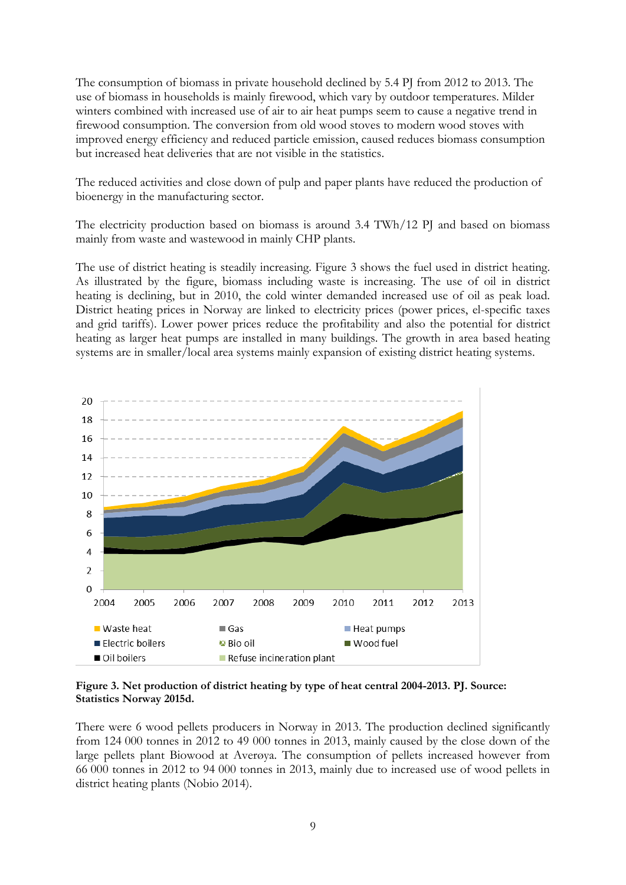The consumption of biomass in private household declined by 5.4 PJ from 2012 to 2013. The use of biomass in households is mainly firewood, which vary by outdoor temperatures. Milder winters combined with increased use of air to air heat pumps seem to cause a negative trend in firewood consumption. The conversion from old wood stoves to modern wood stoves with improved energy efficiency and reduced particle emission, caused reduces biomass consumption but increased heat deliveries that are not visible in the statistics.

The reduced activities and close down of pulp and paper plants have reduced the production of bioenergy in the manufacturing sector.

The electricity production based on biomass is around 3.4 TWh/12 PJ and based on biomass mainly from waste and wastewood in mainly CHP plants.

The use of district heating is steadily increasing. Figure 3 shows the fuel used in district heating. As illustrated by the figure, biomass including waste is increasing. The use of oil in district heating is declining, but in 2010, the cold winter demanded increased use of oil as peak load. District heating prices in Norway are linked to electricity prices (power prices, el-specific taxes and grid tariffs). Lower power prices reduce the profitability and also the potential for district heating as larger heat pumps are installed in many buildings. The growth in area based heating systems are in smaller/local area systems mainly expansion of existing district heating systems.

**Figure 3. Net production of district heating by type of heat central 2004-2013. PJ. Source: Statistics Norway 2015d.**

There were 6 wood pellets producers in Norway in 2013. The production declined significantly from 124 000 tonnes in 2012 to 49 000 tonnes in 2013, mainly caused by the close down of the large pellets plant Biowood at Averøya. The consumption of pellets increased however from 66 000 tonnes in 2012 to 94 000 tonnes in 2013, mainly due to increased use of wood pellets in district heating plants (Nobio 2014).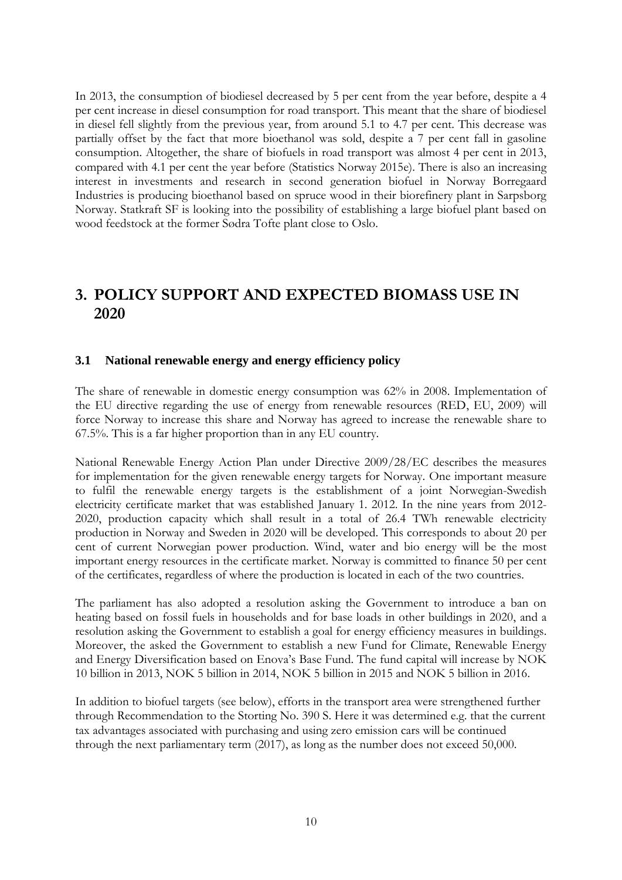In 2013, the consumption of biodiesel decreased by 5 per cent from the year before, despite a 4 per cent increase in diesel consumption for road transport. This meant that the share of biodiesel in diesel fell slightly from the previous year, from around 5.1 to 4.7 per cent. This decrease was partially offset by the fact that more bioethanol was sold, despite a 7 per cent fall in gasoline consumption. Altogether, the share of biofuels in road transport was almost 4 per cent in 2013, compared with 4.1 per cent the year before (Statistics Norway 2015e). There is also an increasing interest in investments and research in second generation biofuel in Norway Borregaard Industries is producing bioethanol based on spruce wood in their biorefinery plant in Sarpsborg Norway. Statkraft SF is looking into the possibility of establishing a large biofuel plant based on wood feedstock at the former Sødra Tofte plant close to Oslo.

# 3. POLICY SUPPORT AND EXPECTED BIOMASS USE IN 2020

## 3.1 National renewable energy and energy efficiency policy

The share of renewable in domestic energy consumption was 62% in 2008. Implementation of the EU directive regarding the use of energy from renewable resources (RED, EU, 2009) will force Norway to increase this share and Norway has agreed to increase the renewable share to 67.5%. This is a far higher proportion than in any EU country.

National Renewable Energy Action Plan under Directive 2009/28/EC describes the measures for implementation for the given renewable energy targets for Norway. One important measure to fulfil the renewable energy targets is the establishment of a joint Norwegian-Swedish electricity certificate market that was established January 1. 2012. In the nine years from 2012-2020, production capacity which shall result in a total of 26.4 TWh renewable electricity production in Norway and Sweden in 2020 will be developed. This corresponds to about 20 per cent of current Norwegian power production. Wind, water and bio energy will be the most important energy resources in the certificate market. Norway is committed to finance 50 per cent of the certificates, regardless of where the production is located in each of the two countries.

The parliament has also adopted a resolution asking the Government to introduce a ban on heating based on fossil fuels in households and for base loads in other buildings in 2020, and a resolution asking the Government to establish a goal for energy efficiency measures in buildings. Moreover, the asked the Government to establish a new Fund for Climate, Renewable Energy and Energy Diversification based on Enova's Base Fund. The fund capital will increase by NOK 10 billion in 2013, NOK 5 billion in 2014, NOK 5 billion in 2015 and NOK 5 billion in 2016.

In addition to biofuel targets (see below), efforts in the transport area were strengthened further through Recommendation to the Storting No. 390 S. Here it was determined e.g. that the current tax advantages associated with purchasing and using zero emission cars will be continued through the next parliamentary term (2017), as long as the number does not exceed 50,000.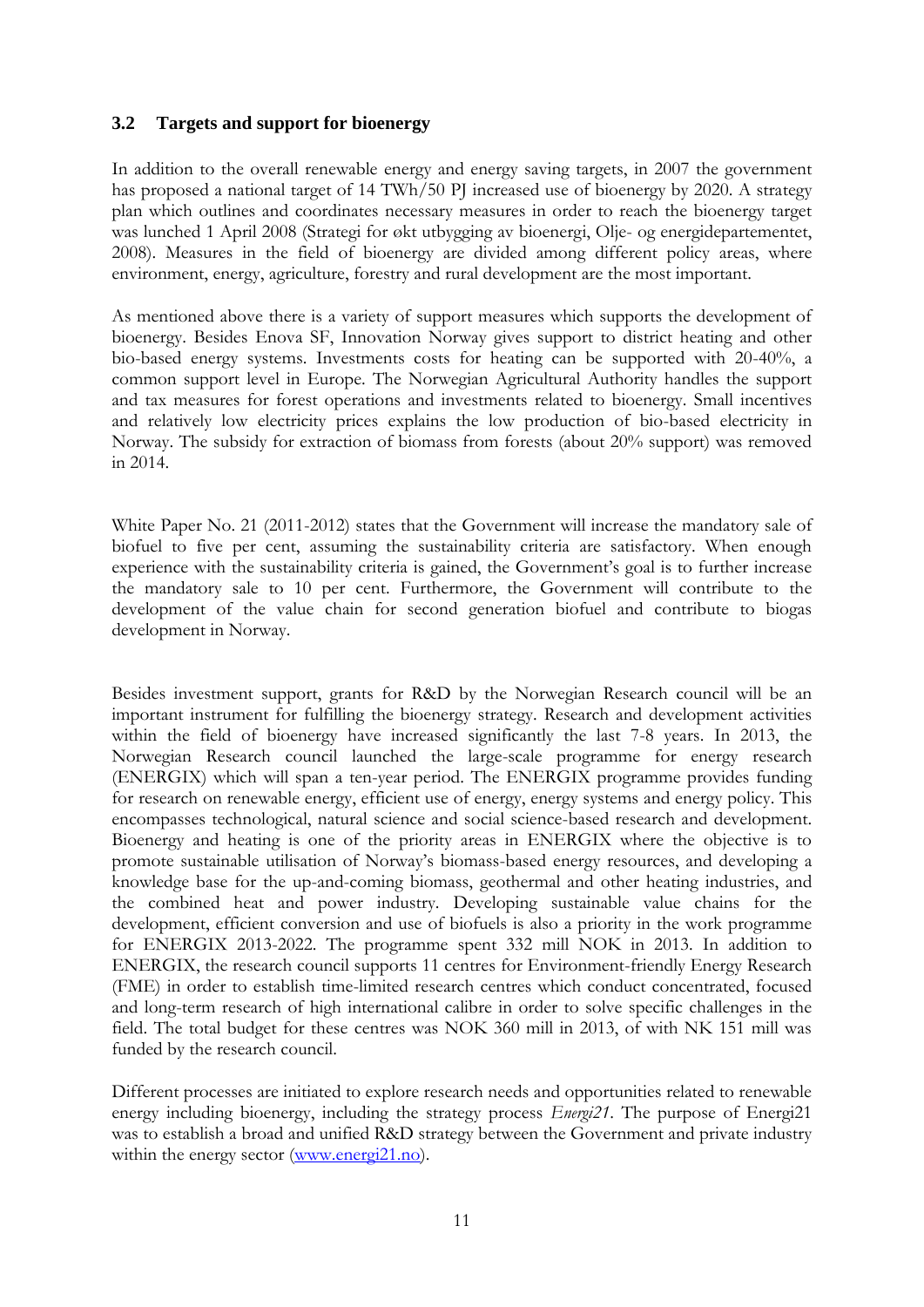## 3.2 Targets and support for bioenergy

In addition to the overall renewable energy and energy saving targets, in 2007 the government has proposed a national target of 14 TWh/50 PJ increased use of bioenergy by 2020. A strategy plan which outlines and coordinates necessary measures in order to reach the bioenergy target was lunched 1 April 2008 (Strategi for økt utbygging av bioenergi, Olje- og energidepartementet, 2008). Measures in the field of bioenergy are divided among different policy areas, where environment, energy, agriculture, forestry and rural development are the most important.

As mentioned above there is a variety of support measures which supports the development of bioenergy. Besides Enova SF, Innovation Norway gives support to district heating and other bio-based energy systems. Investments costs for heating can be supported with 20-40%, a common support level in Europe. The Norwegian Agricultural Authority handles the support and tax measures for forest operations and investments related to bioenergy. Small incentives and relatively low electricity prices explains the low production of bio-based electricity in Norway. The subsidy for extraction of biomass from forests (about 20% support) was removed in 2014.

White Paper No. 21 (2011-2012) states that the Government will increase the mandatory sale of biofuel to five per cent, assuming the sustainability criteria are satisfactory. When enough experience with the sustainability criteria is gained, the Government's goal is to further increase the mandatory sale to 10 per cent. Furthermore, the Government will contribute to the development of the value chain for second generation biofuel and contribute to biogas development in Norway.

Besides investment support, grants for R&D by the Norwegian Research council will be an important instrument for fulfilling the bioenergy strategy. Research and development activities within the field of bioenergy have increased significantly the last 7-8 years. In 2013, the Norwegian Research council launched the large-scale programme for energy research (ENERGIX) which will span a ten-year period. The ENERGIX programme provides funding for research on renewable energy, efficient use of energy, energy systems and energy policy. This encompasses technological, natural science and social science-based research and development. Bioenergy and heating is one of the priority areas in ENERGIX where the objective is to promote sustainable utilisation of Norway's biomass-based energy resources, and developing a knowledge base for the up-and-coming biomass, geothermal and other heating industries, and the combined heat and power industry. Developing sustainable value chains for the development, efficient conversion and use of biofuels is also a priority in the work programme for ENERGIX 2013-2022. The programme spent 332 mill NOK in 2013. In addition to ENERGIX, the research council supports 11 centres for Environment-friendly Energy Research (FME) in order to establish time-limited research centres which conduct concentrated, focused and long-term research of high international calibre in order to solve specific challenges in the field. The total budget for these centres was NOK 360 mill in 2013, of with NK 151 mill was funded by the research council.

Different processes are initiated to explore research needs and opportunities related to renewable energy including bioenergy, including the strategy process *Energi21*. The purpose of Energi21 was to establish a broad and unified R&D strategy between the Government and private industry within the energy sector (www.energi21.no).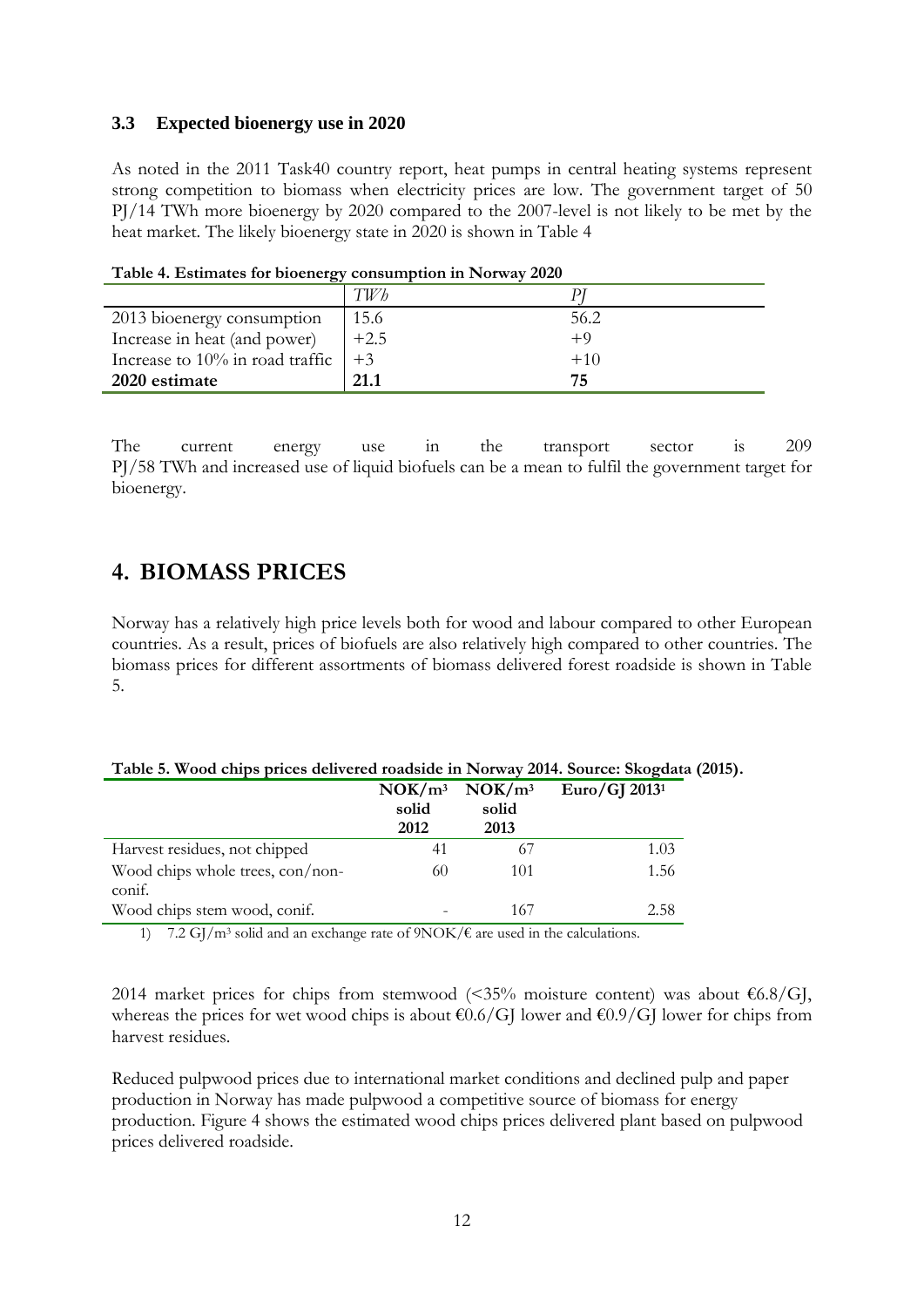### 3.3 Expected bioenergy use in 2020

As noted in the 2011 Task40 country report, heat pumps in central heating systems represent strong competition to biomass when electricity prices are low. The government target of 50 PJ/14 TWh more bioenergy by 2020 compared to the 2007-level is not likely to be met by the heat market. The likely bioenergy state in 2020 is shown in Table 4

**Table 4. Estimates for bioenergy consumption in Norway 2020**

| | *TWh* | *PJ* |
|---|---|---|
| 2013 bioenergy consumption | 15.6 | 56.2 |
| Increase in heat (and power) | +2.5 | +9 |
| Increase to 10% in road traffic | +3 | +10 |
| **2020 estimate** | **21.1** | **75** |

The current energy use in the transport sector is 209 PJ/58 TWh and increased use of liquid biofuels can be a mean to fulfil the government target for bioenergy.

# 4. BIOMASS PRICES

Norway has a relatively high price levels both for wood and labour compared to other European countries. As a result, prices of biofuels are also relatively high compared to other countries. The biomass prices for different assortments of biomass delivered forest roadside is shown in Table 5.

**Table 5. Wood chips prices delivered roadside in Norway 2014. Source: Skogdata (2015).**

| | $NOK/m^3$ solid 2012 | $NOK/m^3$ solid 2013 | Euro/GJ 2013[1] |
|---|---|---|---|
| Harvest residues, not chipped | 41 | 67 | 1.03 |
| Wood chips whole trees, con/non-conif. | 60 | 101 | 1.56 |
| Wood chips stem wood, conif. | - | 167 | 2.58 |

1) 7.2 $GJ/m^3$ solid and an exchange rate of 9NOK/€ are used in the calculations.

2014 market prices for chips from stemwood (<35% moisture content) was about €6.8/GJ, whereas the prices for wet wood chips is about €0.6/GJ lower and €0.9/GJ lower for chips from harvest residues.

Reduced pulpwood prices due to international market conditions and declined pulp and paper production in Norway has made pulpwood a competitive source of biomass for energy production. Figure 4 shows the estimated wood chips prices delivered plant based on pulpwood prices delivered roadside.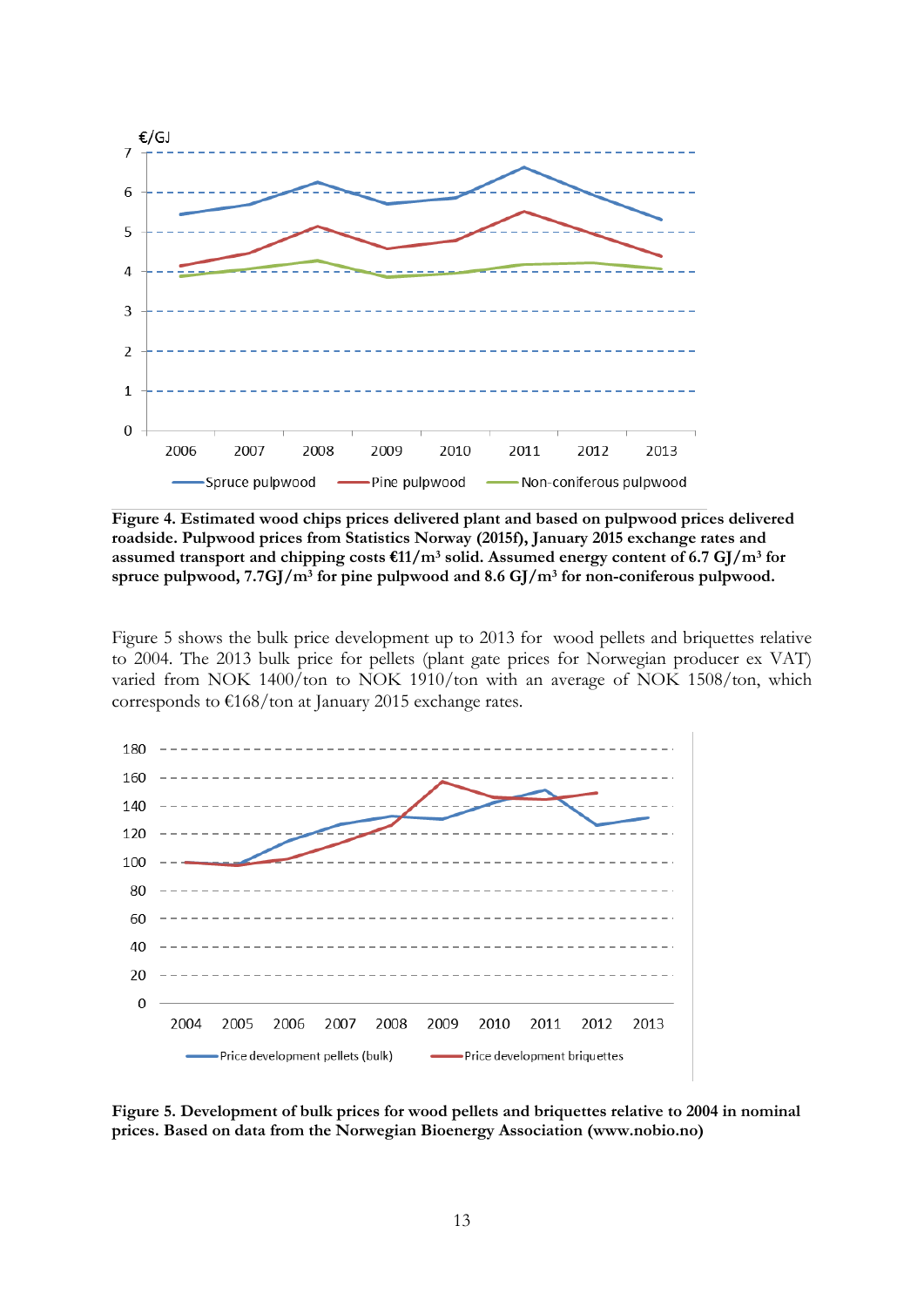**Figure 4. Estimated wood chips prices delivered plant and based on pulpwood prices delivered roadside. Pulpwood prices from Statistics Norway (2015f), January 2015 exchange rates and assumed transport and chipping costs €11/m³ solid. Assumed energy content of 6.7 GJ/m³ for spruce pulpwood, 7.7GJ/m³ for pine pulpwood and 8.6 GJ/m³ for non-coniferous pulpwood.**

Figure 5 shows the bulk price development up to 2013 for wood pellets and briquettes relative to 2004. The 2013 bulk price for pellets (plant gate prices for Norwegian producer ex VAT) varied from NOK 1400/ton to NOK 1910/ton with an average of NOK 1508/ton, which corresponds to €168/ton at January 2015 exchange rates.

**Figure 5. Development of bulk prices for wood pellets and briquettes relative to 2004 in nominal prices. Based on data from the Norwegian Bioenergy Association (www.nobio.no)**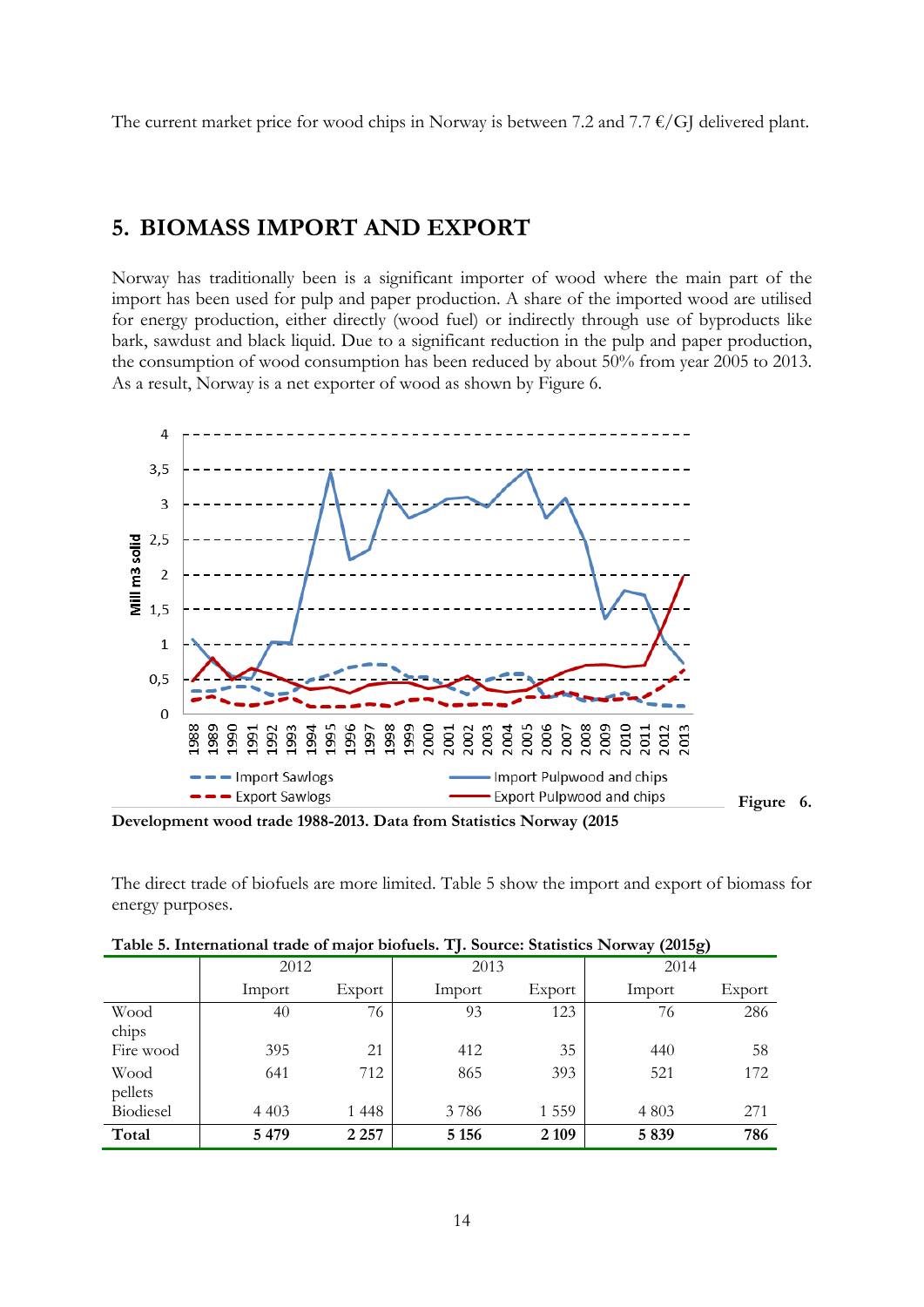The current market price for wood chips in Norway is between 7.2 and 7.7 €/GJ delivered plant.

## 5. BIOMASS IMPORT AND EXPORT

Norway has traditionally been is a significant importer of wood where the main part of the import has been used for pulp and paper production. A share of the imported wood are utilised for energy production, either directly (wood fuel) or indirectly through use of byproducts like bark, sawdust and black liquid. Due to a significant reduction in the pulp and paper production, the consumption of wood consumption has been reduced by about 50% from year 2005 to 2013. As a result, Norway is a net exporter of wood as shown by Figure 6.

**Figure 6. Development wood trade 1988-2013. Data from Statistics Norway (2015**

The direct trade of biofuels are more limited. Table 5 show the import and export of biomass for energy purposes.

**Table 5. International trade of major biofuels. TJ. Source: Statistics Norway (2015g)**

| | 2012 | | 2013 | | 2014 | |
|---|---|---|---|---|---|---|
| | Import | Export | Import | Export | Import | Export |
| Wood chips | 40 | 76 | 93 | 123 | 76 | 286 |
| Fire wood | 395 | 21 | 412 | 35 | 440 | 58 |
| Wood pellets | 641 | 712 | 865 | 393 | 521 | 172 |
| Biodiesel | 4 403 | 1 448 | 3 786 | 1 559 | 4 803 | 271 |
| **Total** | **5 479** | **2 257** | **5 156** | **2 109** | **5 839** | **786** |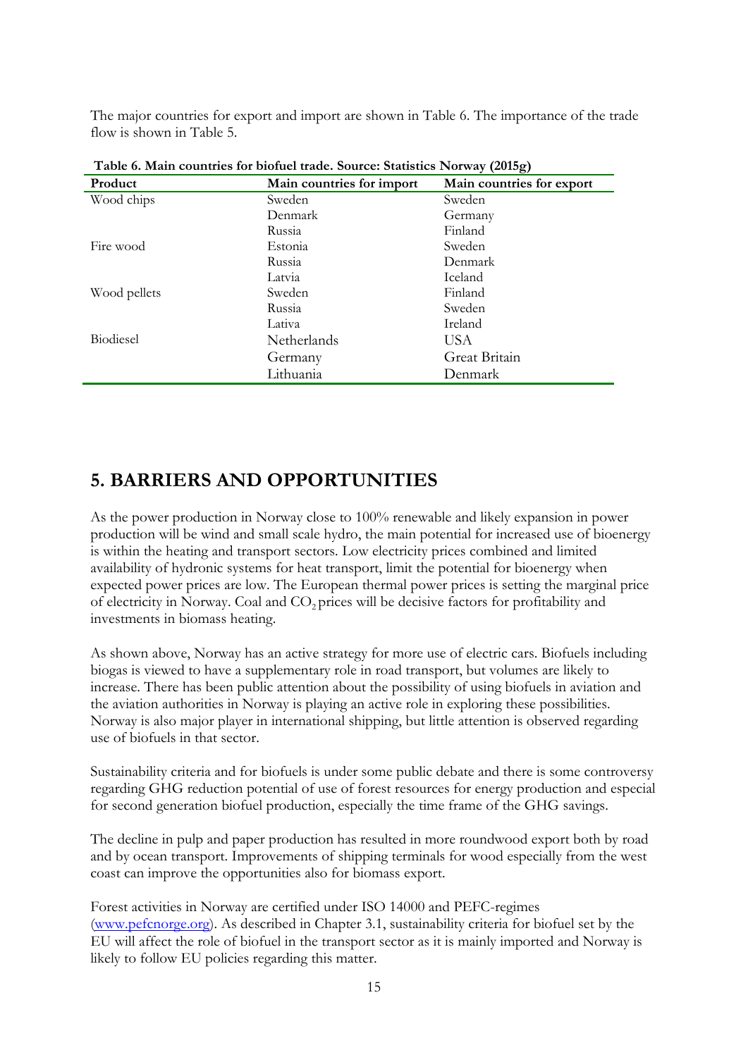The major countries for export and import are shown in Table 6. The importance of the trade flow is shown in Table 5.

**Table 6. Main countries for biofuel trade. Source: Statistics Norway (2015g)**

| Product | Main countries for import | Main countries for export |
|---|---|---|
| Wood chips | Sweden | Sweden |
| | Denmark | Germany |
| | Russia | Finland |
| Fire wood | Estonia | Sweden |
| | Russia | Denmark |
| | Latvia | Iceland |
| Wood pellets | Sweden | Finland |
| | Russia | Sweden |
| | Lativa | Ireland |
| Biodiesel | Netherlands | USA |
| | Germany | Great Britain |
| | Lithuania | Denmark |

# 5. BARRIERS AND OPPORTUNITIES

As the power production in Norway close to 100% renewable and likely expansion in power production will be wind and small scale hydro, the main potential for increased use of bioenergy is within the heating and transport sectors. Low electricity prices combined and limited availability of hydronic systems for heat transport, limit the potential for bioenergy when expected power prices are low. The European thermal power prices is setting the marginal price of electricity in Norway. Coal and $CO_2$ prices will be decisive factors for profitability and investments in biomass heating.

As shown above, Norway has an active strategy for more use of electric cars. Biofuels including biogas is viewed to have a supplementary role in road transport, but volumes are likely to increase. There has been public attention about the possibility of using biofuels in aviation and the aviation authorities in Norway is playing an active role in exploring these possibilities. Norway is also major player in international shipping, but little attention is observed regarding use of biofuels in that sector.

Sustainability criteria and for biofuels is under some public debate and there is some controversy regarding GHG reduction potential of use of forest resources for energy production and especial for second generation biofuel production, especially the time frame of the GHG savings.

The decline in pulp and paper production has resulted in more roundwood export both by road and by ocean transport. Improvements of shipping terminals for wood especially from the west coast can improve the opportunities also for biomass export.

Forest activities in Norway are certified under ISO 14000 and PEFC-regimes (www.pefcnorge.org). As described in Chapter 3.1, sustainability criteria for biofuel set by the EU will affect the role of biofuel in the transport sector as it is mainly imported and Norway is likely to follow EU policies regarding this matter.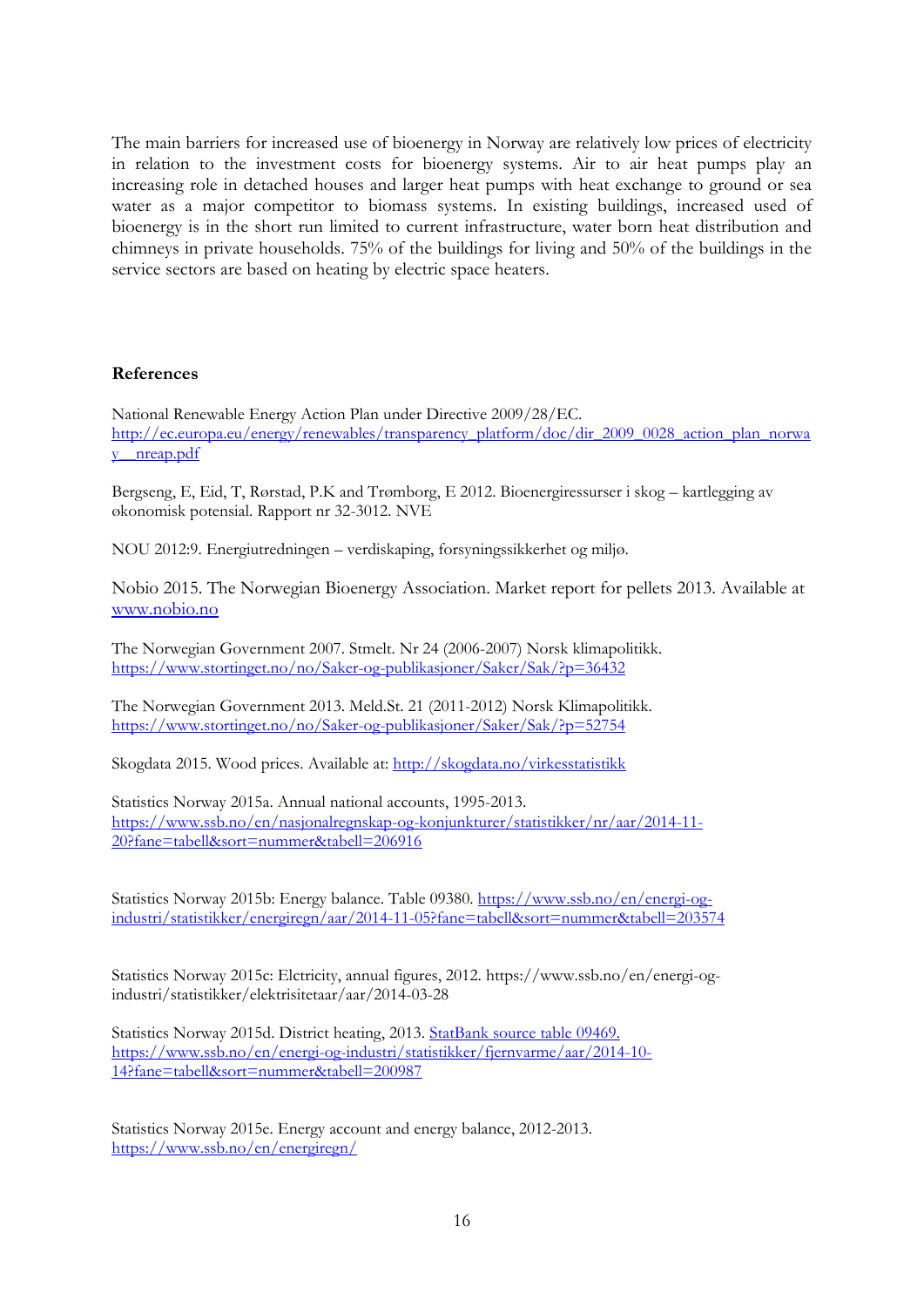The main barriers for increased use of bioenergy in Norway are relatively low prices of electricity in relation to the investment costs for bioenergy systems. Air to air heat pumps play an increasing role in detached houses and larger heat pumps with heat exchange to ground or sea water as a major competitor to biomass systems. In existing buildings, increased used of bioenergy is in the short run limited to current infrastructure, water born heat distribution and chimneys in private households. 75% of the buildings for living and 50% of the buildings in the service sectors are based on heating by electric space heaters.

## References

National Renewable Energy Action Plan under Directive 2009/28/EC. http://ec.europa.eu/energy/renewables/transparency_platform/doc/dir_2009_0028_action_plan_norway__nreap.pdf

Bergseng, E, Eid, T, Rørstad, P.K and Trømborg, E 2012. Bioenergiressurser i skog – kartlegging av økonomisk potensial. Rapport nr 32-3012. NVE

NOU 2012:9. Energiutredningen – verdiskaping, forsyningssikkerhet og miljø.

Nobio 2015. The Norwegian Bioenergy Association. Market report for pellets 2013. Available at www.nobio.no

The Norwegian Government 2007. Stmelt. Nr 24 (2006-2007) Norsk klimapolitikk. https://www.stortinget.no/no/Saker-og-publikasjoner/Saker/Sak/?p=36432

The Norwegian Government 2013. Meld.St. 21 (2011-2012) Norsk Klimapolitikk. https://www.stortinget.no/no/Saker-og-publikasjoner/Saker/Sak/?p=52754

Skogdata 2015. Wood prices. Available at: http://skogdata.no/virkesstatistikk

Statistics Norway 2015a. Annual national accounts, 1995-2013. https://www.ssb.no/en/nasjonalregnskap-og-konjunkturer/statistikker/nr/aar/2014-11-20?fane=tabell&sort=nummer&tabell=206916

Statistics Norway 2015b: Energy balance. Table 09380. https://www.ssb.no/en/energi-og-industri/statistikker/energiregn/aar/2014-11-05?fane=tabell&sort=nummer&tabell=203574

Statistics Norway 2015c: Elctricity, annual figures, 2012. https://www.ssb.no/en/energi-og-industri/statistikker/elektrisitetaar/aar/2014-03-28

Statistics Norway 2015d. District heating, 2013. StatBank source table 09469. https://www.ssb.no/en/energi-og-industri/statistikker/fjernvarme/aar/2014-10-14?fane=tabell&sort=nummer&tabell=200987

Statistics Norway 2015e. Energy account and energy balance, 2012-2013. https://www.ssb.no/en/energiregn/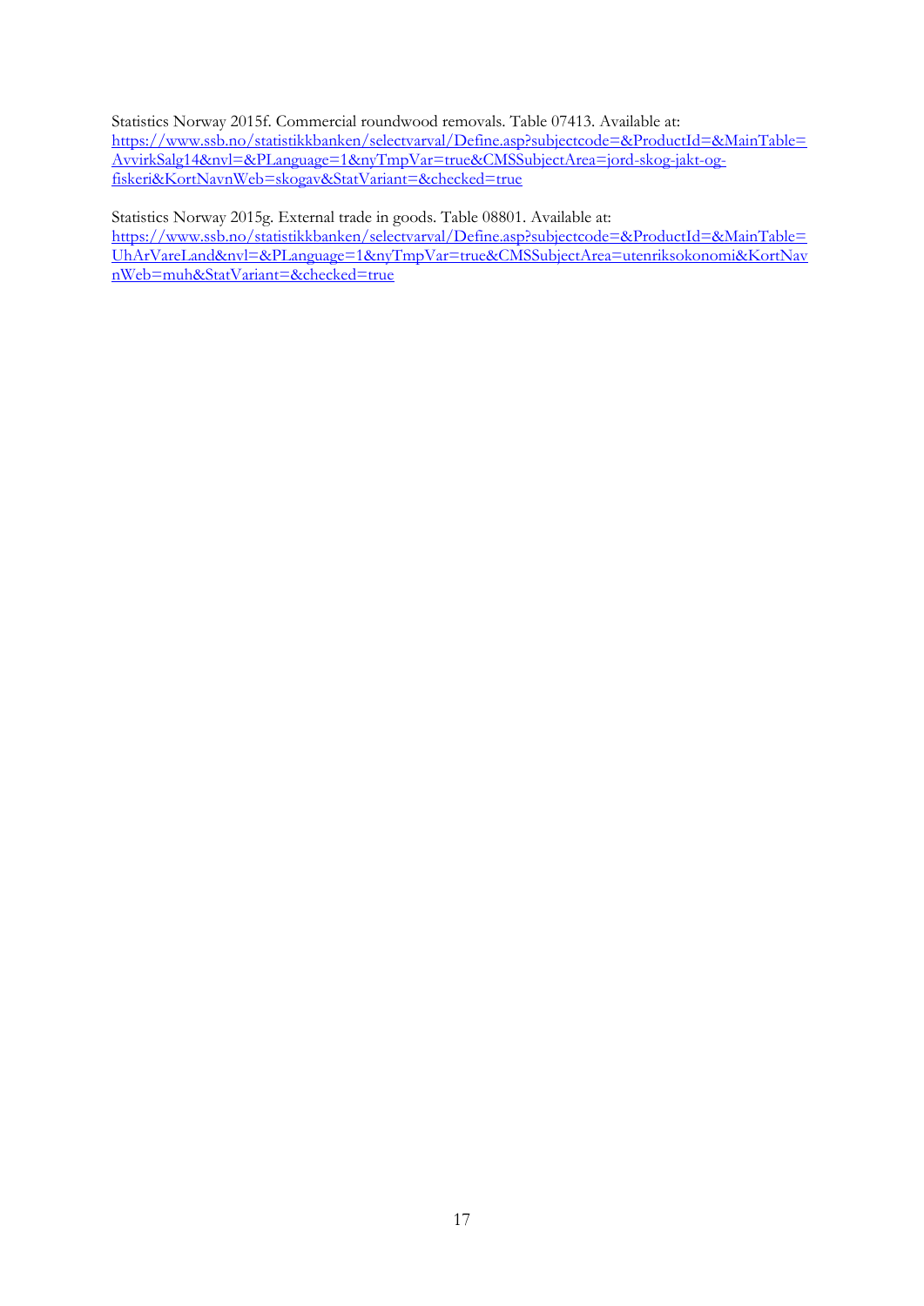Statistics Norway 2015f. Commercial roundwood removals. Table 07413. Available at: https://www.ssb.no/statistikkbanken/selectvarval/Define.asp?subjectcode=&ProductId=&MainTable=AvvirkSalg14&nvl=&PLanguage=1&nyTmpVar=true&CMSSubjectArea=jord-skog-jakt-og-fiskeri&KortNavnWeb=skogav&StatVariant=&checked=true

Statistics Norway 2015g. External trade in goods. Table 08801. Available at: https://www.ssb.no/statistikkbanken/selectvarval/Define.asp?subjectcode=&ProductId=&MainTable=UhArVareLand&nvl=&PLanguage=1&nyTmpVar=true&CMSSubjectArea=utenriksokonomi&KortNavnWeb=muh&StatVariant=&checked=true